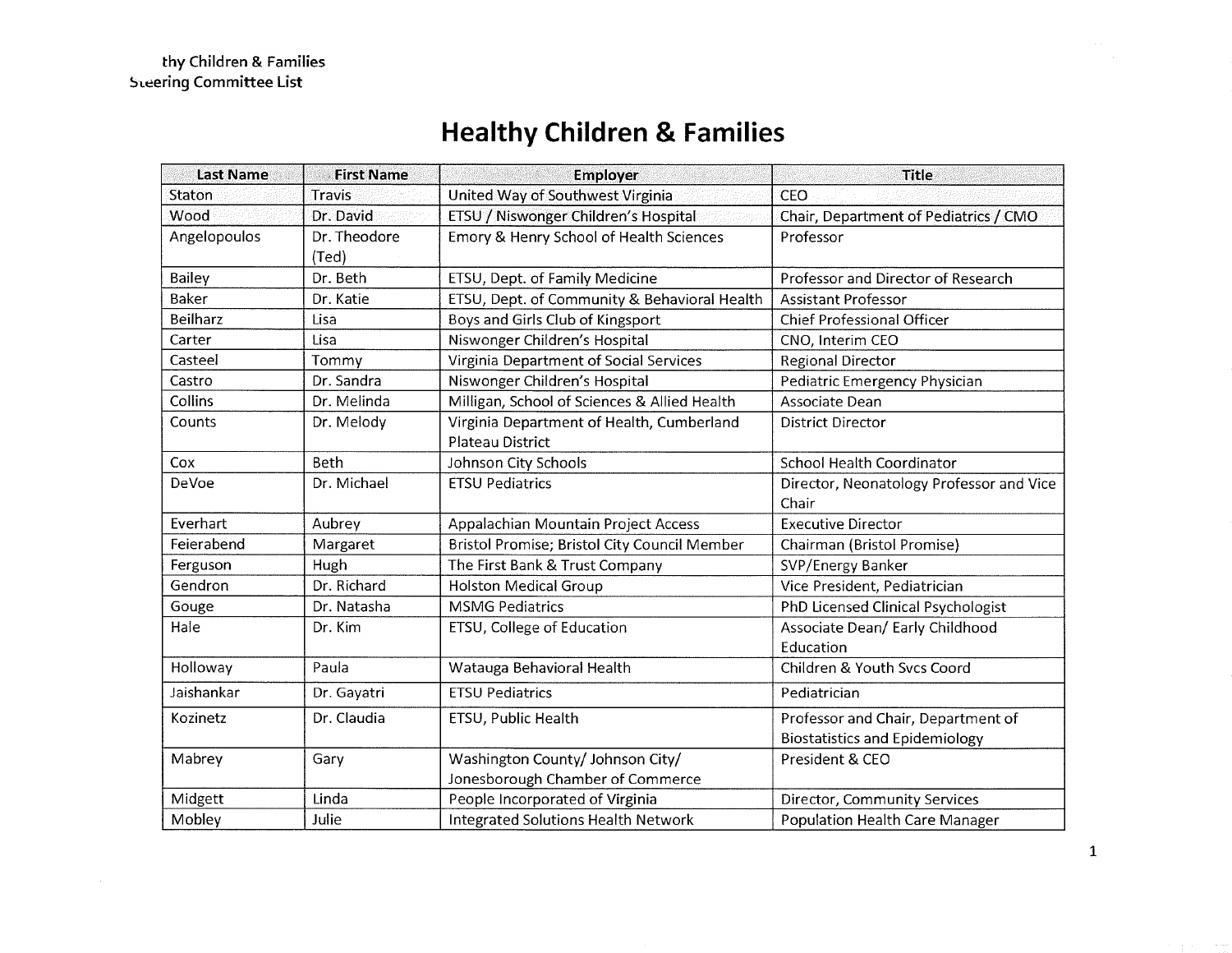# Healthy Children & Families

| Last Name | First Name | Employer | Title |
|---|---|---|---|
| Staton | Travis | United Way of Southwest Virginia | CEO |
| Wood | Dr. David | ETSU / Niswonger Children's Hospital | Chair, Department of Pediatrics / CMO |
| Angelopoulos | Dr. Theodore (Ted) | Emory & Henry School of Health Sciences | Professor |
| Bailey | Dr. Beth | ETSU, Dept. of Family Medicine | Professor and Director of Research |
| Baker | Dr. Katie | ETSU, Dept. of Community & Behavioral Health | Assistant Professor |
| Beilharz | Lisa | Boys and Girls Club of Kingsport | Chief Professional Officer |
| Carter | Lisa | Niswonger Children's Hospital | CNO, Interim CEO |
| Casteel | Tommy | Virginia Department of Social Services | Regional Director |
| Castro | Dr. Sandra | Niswonger Children's Hospital | Pediatric Emergency Physician |
| Collins | Dr. Melinda | Milligan, School of Sciences & Allied Health | Associate Dean |
| Counts | Dr. Melody | Virginia Department of Health, Cumberland Plateau District | District Director |
| Cox | Beth | Johnson City Schools | School Health Coordinator |
| DeVoe | Dr. Michael | ETSU Pediatrics | Director, Neonatology Professor and Vice Chair |
| Everhart | Aubrey | Appalachian Mountain Project Access | Executive Director |
| Feierabend | Margaret | Bristol Promise; Bristol City Council Member | Chairman (Bristol Promise) |
| Ferguson | Hugh | The First Bank & Trust Company | SVP/Energy Banker |
| Gendron | Dr. Richard | Holston Medical Group | Vice President, Pediatrician |
| Gouge | Dr. Natasha | MSMG Pediatrics | PhD Licensed Clinical Psychologist |
| Hale | Dr. Kim | ETSU, College of Education | Associate Dean/ Early Childhood Education |
| Holloway | Paula | Watauga Behavioral Health | Children & Youth Svcs Coord |
| Jaishankar | Dr. Gayatri | ETSU Pediatrics | Pediatrician |
| Kozinetz | Dr. Claudia | ETSU, Public Health | Professor and Chair, Department of Biostatistics and Epidemiology |
| Mabrey | Gary | Washington County/ Johnson City/ Jonesborough Chamber of Commerce | President & CEO |
| Midgett | Linda | People Incorporated of Virginia | Director, Community Services |
| Mobley | Julie | Integrated Solutions Health Network | Population Health Care Manager |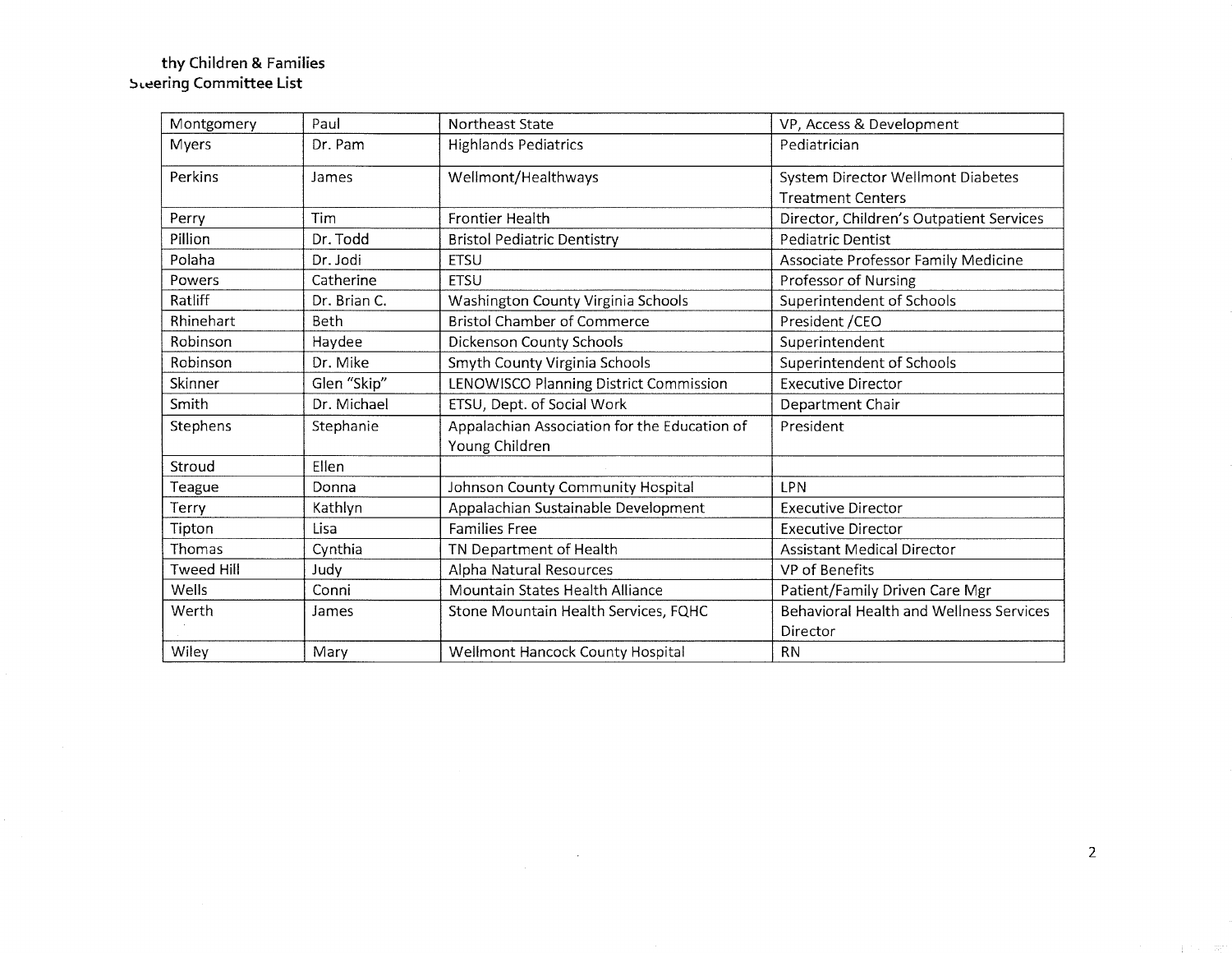thy Children & Families
Steering Committee List

| Montgomery | Paul | Northeast State | VP, Access & Development |
|---|---|---|---|
| Myers | Dr. Pam | Highlands Pediatrics | Pediatrician |
| Perkins | James | Wellmont/Healthways | System Director Wellmont Diabetes Treatment Centers |
| Perry | Tim | Frontier Health | Director, Children's Outpatient Services |
| Pillion | Dr. Todd | Bristol Pediatric Dentistry | Pediatric Dentist |
| Polaha | Dr. Jodi | ETSU | Associate Professor Family Medicine |
| Powers | Catherine | ETSU | Professor of Nursing |
| Ratliff | Dr. Brian C. | Washington County Virginia Schools | Superintendent of Schools |
| Rhinehart | Beth | Bristol Chamber of Commerce | President /CEO |
| Robinson | Haydee | Dickenson County Schools | Superintendent |
| Robinson | Dr. Mike | Smyth County Virginia Schools | Superintendent of Schools |
| Skinner | Glen "Skip" | LENOWISCO Planning District Commission | Executive Director |
| Smith | Dr. Michael | ETSU, Dept. of Social Work | Department Chair |
| Stephens | Stephanie | Appalachian Association for the Education of Young Children | President |
| Stroud | Ellen | | |
| Teague | Donna | Johnson County Community Hospital | LPN |
| Terry | Kathlyn | Appalachian Sustainable Development | Executive Director |
| Tipton | Lisa | Families Free | Executive Director |
| Thomas | Cynthia | TN Department of Health | Assistant Medical Director |
| Tweed Hill | Judy | Alpha Natural Resources | VP of Benefits |
| Wells | Conni | Mountain States Health Alliance | Patient/Family Driven Care Mgr |
| Werth | James | Stone Mountain Health Services, FQHC | Behavioral Health and Wellness Services Director |
| Wiley | Mary | Wellmont Hancock County Hospital | RN |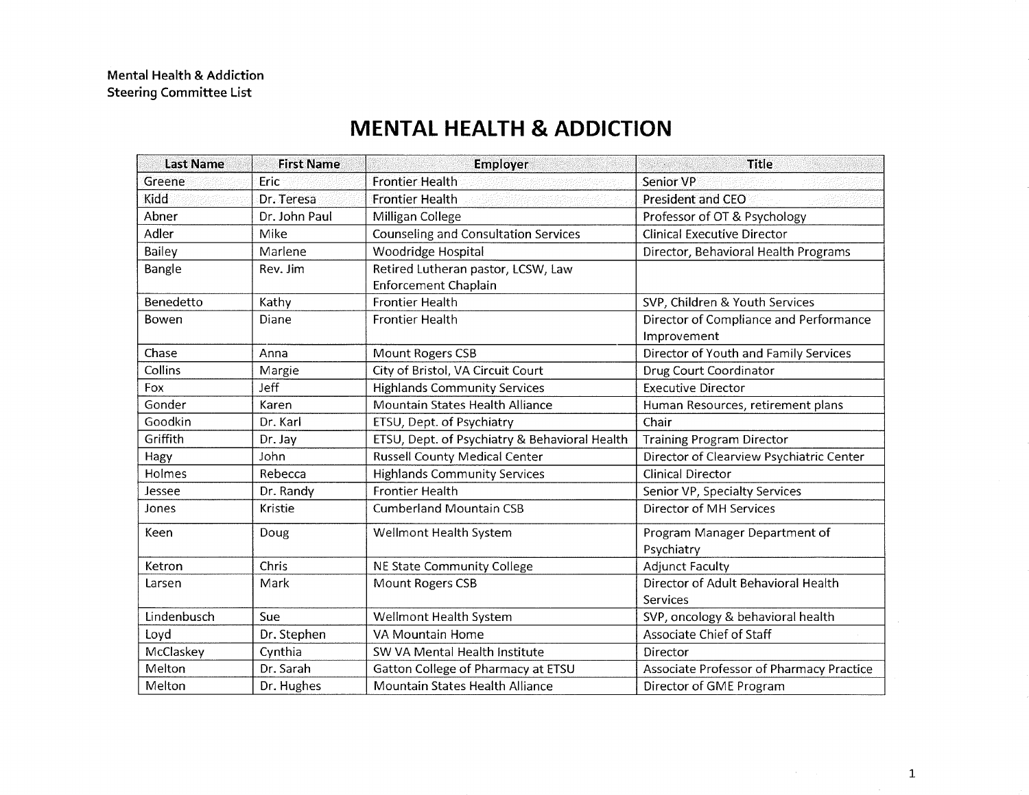Mental Health & Addiction
Steering Committee List

# MENTAL HEALTH & ADDICTION

| Last Name | First Name | Employer | Title |
|---|---|---|---|
| Greene | Eric | Frontier Health | Senior VP |
| Kidd | Dr. Teresa | Frontier Health | President and CEO |
| Abner | Dr. John Paul | Milligan College | Professor of OT & Psychology |
| Adler | Mike | Counseling and Consultation Services | Clinical Executive Director |
| Bailey | Marlene | Woodridge Hospital | Director, Behavioral Health Programs |
| Bangle | Rev. Jim | Retired Lutheran pastor, LCSW, Law Enforcement Chaplain | |
| Benedetto | Kathy | Frontier Health | SVP, Children & Youth Services |
| Bowen | Diane | Frontier Health | Director of Compliance and Performance Improvement |
| Chase | Anna | Mount Rogers CSB | Director of Youth and Family Services |
| Collins | Margie | City of Bristol, VA Circuit Court | Drug Court Coordinator |
| Fox | Jeff | Highlands Community Services | Executive Director |
| Gonder | Karen | Mountain States Health Alliance | Human Resources, retirement plans |
| Goodkin | Dr. Karl | ETSU, Dept. of Psychiatry | Chair |
| Griffith | Dr. Jay | ETSU, Dept. of Psychiatry & Behavioral Health | Training Program Director |
| Hagy | John | Russell County Medical Center | Director of Clearview Psychiatric Center |
| Holmes | Rebecca | Highlands Community Services | Clinical Director |
| Jessee | Dr. Randy | Frontier Health | Senior VP, Specialty Services |
| Jones | Kristie | Cumberland Mountain CSB | Director of MH Services |
| Keen | Doug | Wellmont Health System | Program Manager Department of Psychiatry |
| Ketron | Chris | NE State Community College | Adjunct Faculty |
| Larsen | Mark | Mount Rogers CSB | Director of Adult Behavioral Health Services |
| Lindenbusch | Sue | Wellmont Health System | SVP, oncology & behavioral health |
| Loyd | Dr. Stephen | VA Mountain Home | Associate Chief of Staff |
| McClaskey | Cynthia | SW VA Mental Health Institute | Director |
| Melton | Dr. Sarah | Gatton College of Pharmacy at ETSU | Associate Professor of Pharmacy Practice |
| Melton | Dr. Hughes | Mountain States Health Alliance | Director of GME Program |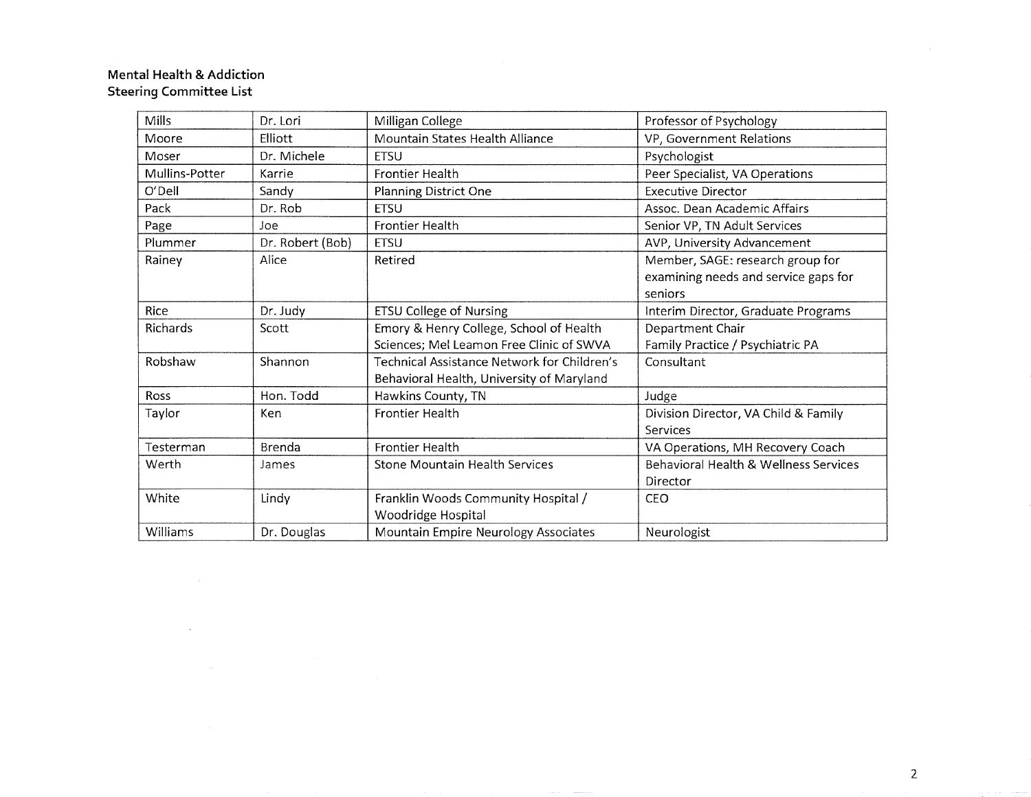**Mental Health & Addiction**
**Steering Committee List**

| | | | |
|---|---|---|---|
| Mills | Dr. Lori | Milligan College | Professor of Psychology |
| Moore | Elliott | Mountain States Health Alliance | VP, Government Relations |
| Moser | Dr. Michele | ETSU | Psychologist |
| Mullins-Potter | Karrie | Frontier Health | Peer Specialist, VA Operations |
| O'Dell | Sandy | Planning District One | Executive Director |
| Pack | Dr. Rob | ETSU | Assoc. Dean Academic Affairs |
| Page | Joe | Frontier Health | Senior VP, TN Adult Services |
| Plummer | Dr. Robert (Bob) | ETSU | AVP, University Advancement |
| Rainey | Alice | Retired | Member, SAGE: research group for examining needs and service gaps for seniors |
| Rice | Dr. Judy | ETSU College of Nursing | Interim Director, Graduate Programs |
| Richards | Scott | Emory & Henry College, School of Health Sciences; Mel Leamon Free Clinic of SWVA | Department Chair Family Practice / Psychiatric PA |
| Robshaw | Shannon | Technical Assistance Network for Children's Behavioral Health, University of Maryland | Consultant |
| Ross | Hon. Todd | Hawkins County, TN | Judge |
| Taylor | Ken | Frontier Health | Division Director, VA Child & Family Services |
| Testerman | Brenda | Frontier Health | VA Operations, MH Recovery Coach |
| Werth | James | Stone Mountain Health Services | Behavioral Health & Wellness Services Director |
| White | Lindy | Franklin Woods Community Hospital / Woodridge Hospital | CEO |
| Williams | Dr. Douglas | Mountain Empire Neurology Associates | Neurologist |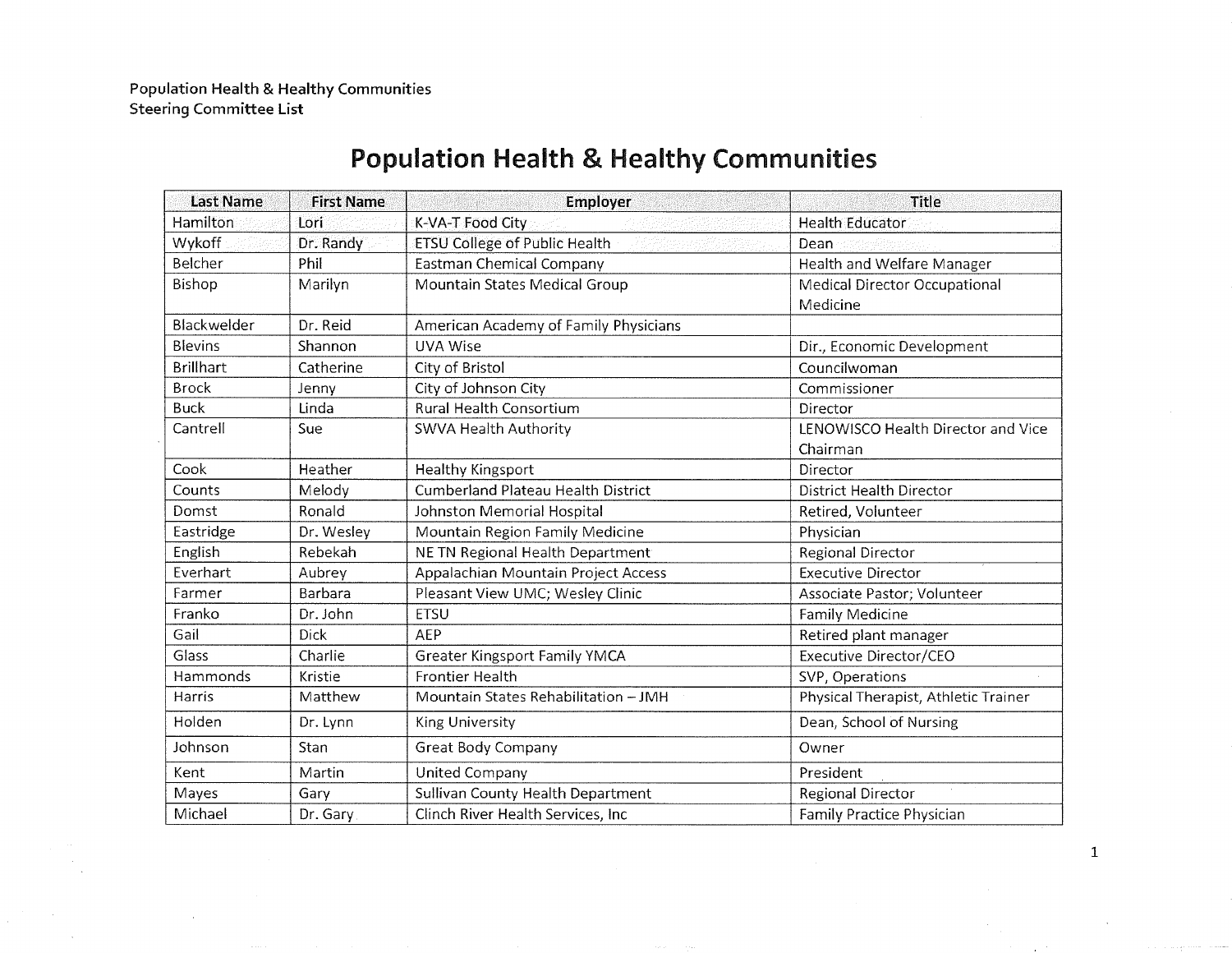Population Health & Healthy Communities
Steering Committee List

# Population Health & Healthy Communities

| Last Name | First Name | Employer | Title |
|---|---|---|---|
| Hamilton | Lori | K-VA-T Food City | Health Educator |
| Wykoff | Dr. Randy | ETSU College of Public Health | Dean |
| Belcher | Phil | Eastman Chemical Company | Health and Welfare Manager |
| Bishop | Marilyn | Mountain States Medical Group | Medical Director Occupational Medicine |
| Blackwelder | Dr. Reid | American Academy of Family Physicians | |
| Blevins | Shannon | UVA Wise | Dir., Economic Development |
| Brillhart | Catherine | City of Bristol | Councilwoman |
| Brock | Jenny | City of Johnson City | Commissioner |
| Buck | Linda | Rural Health Consortium | Director |
| Cantrell | Sue | SWVA Health Authority | LENOWISCO Health Director and Vice Chairman |
| Cook | Heather | Healthy Kingsport | Director |
| Counts | Melody | Cumberland Plateau Health District | District Health Director |
| Domst | Ronald | Johnston Memorial Hospital | Retired, Volunteer |
| Eastridge | Dr. Wesley | Mountain Region Family Medicine | Physician |
| English | Rebekah | NE TN Regional Health Department | Regional Director |
| Everhart | Aubrey | Appalachian Mountain Project Access | Executive Director |
| Farmer | Barbara | Pleasant View UMC; Wesley Clinic | Associate Pastor; Volunteer |
| Franko | Dr. John | ETSU | Family Medicine |
| Gail | Dick | AEP | Retired plant manager |
| Glass | Charlie | Greater Kingsport Family YMCA | Executive Director/CEO |
| Hammonds | Kristie | Frontier Health | SVP, Operations |
| Harris | Matthew | Mountain States Rehabilitation – JMH | Physical Therapist, Athletic Trainer |
| Holden | Dr. Lynn | King University | Dean, School of Nursing |
| Johnson | Stan | Great Body Company | Owner |
| Kent | Martin | United Company | President |
| Mayes | Gary | Sullivan County Health Department | Regional Director |
| Michael | Dr. Gary | Clinch River Health Services, Inc | Family Practice Physician |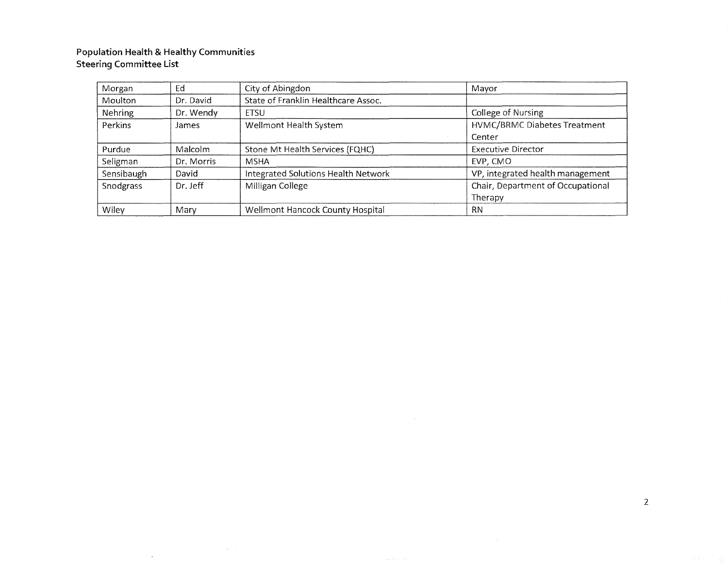**Population Health & Healthy Communities**
**Steering Committee List**

| | | | |
|---|---|---|---|
| Morgan | Ed | City of Abingdon | Mayor |
| Moulton | Dr. David | State of Franklin Healthcare Assoc. | |
| Nehring | Dr. Wendy | ETSU | College of Nursing |
| Perkins | James | Wellmont Health System | HVMC/BRMC Diabetes Treatment Center |
| Purdue | Malcolm | Stone Mt Health Services (FQHC) | Executive Director |
| Seligman | Dr. Morris | MSHA | EVP, CMO |
| Sensibaugh | David | Integrated Solutions Health Network | VP, integrated health management |
| Snodgrass | Dr. Jeff | Milligan College | Chair, Department of Occupational Therapy |
| Wiley | Mary | Wellmont Hancock County Hospital | RN |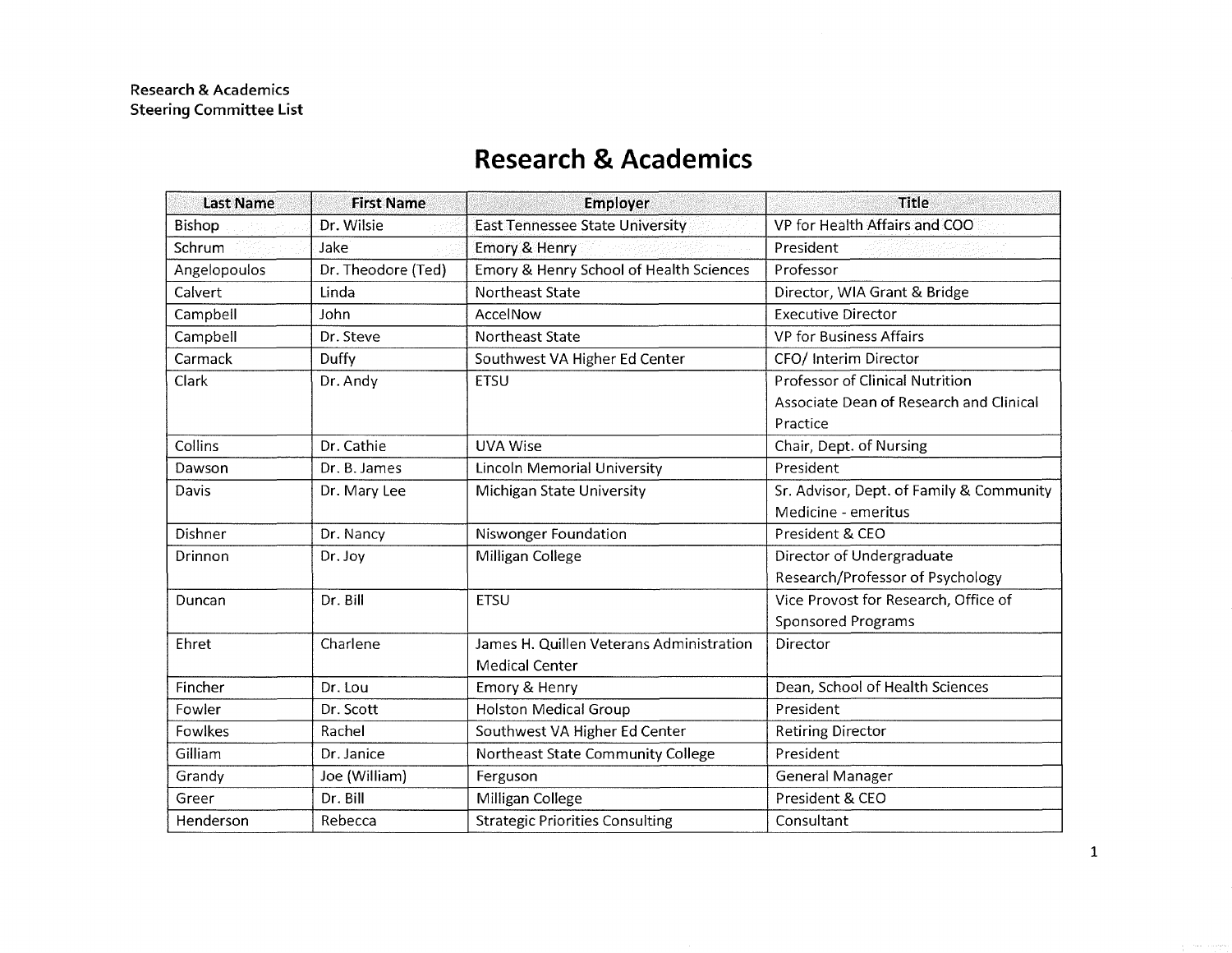**Research & Academics**
**Steering Committee List**

# Research & Academics

| Last Name | First Name | Employer | Title |
|---|---|---|---|
| Bishop | Dr. Wilsie | East Tennessee State University | VP for Health Affairs and COO |
| Schrum | Jake | Emory & Henry | President |
| Angelopoulos | Dr. Theodore (Ted) | Emory & Henry School of Health Sciences | Professor |
| Calvert | Linda | Northeast State | Director, WIA Grant & Bridge |
| Campbell | John | AccelNow | Executive Director |
| Campbell | Dr. Steve | Northeast State | VP for Business Affairs |
| Carmack | Duffy | Southwest VA Higher Ed Center | CFO/ Interim Director |
| Clark | Dr. Andy | ETSU | Professor of Clinical Nutrition Associate Dean of Research and Clinical Practice |
| Collins | Dr. Cathie | UVA Wise | Chair, Dept. of Nursing |
| Dawson | Dr. B. James | Lincoln Memorial University | President |
| Davis | Dr. Mary Lee | Michigan State University | Sr. Advisor, Dept. of Family & Community Medicine - emeritus |
| Dishner | Dr. Nancy | Niswonger Foundation | President & CEO |
| Drinnon | Dr. Joy | Milligan College | Director of Undergraduate Research/Professor of Psychology |
| Duncan | Dr. Bill | ETSU | Vice Provost for Research, Office of Sponsored Programs |
| Ehret | Charlene | James H. Quillen Veterans Administration Medical Center | Director |
| Fincher | Dr. Lou | Emory & Henry | Dean, School of Health Sciences |
| Fowler | Dr. Scott | Holston Medical Group | President |
| Fowlkes | Rachel | Southwest VA Higher Ed Center | Retiring Director |
| Gilliam | Dr. Janice | Northeast State Community College | President |
| Grandy | Joe (William) | Ferguson | General Manager |
| Greer | Dr. Bill | Milligan College | President & CEO |
| Henderson | Rebecca | Strategic Priorities Consulting | Consultant |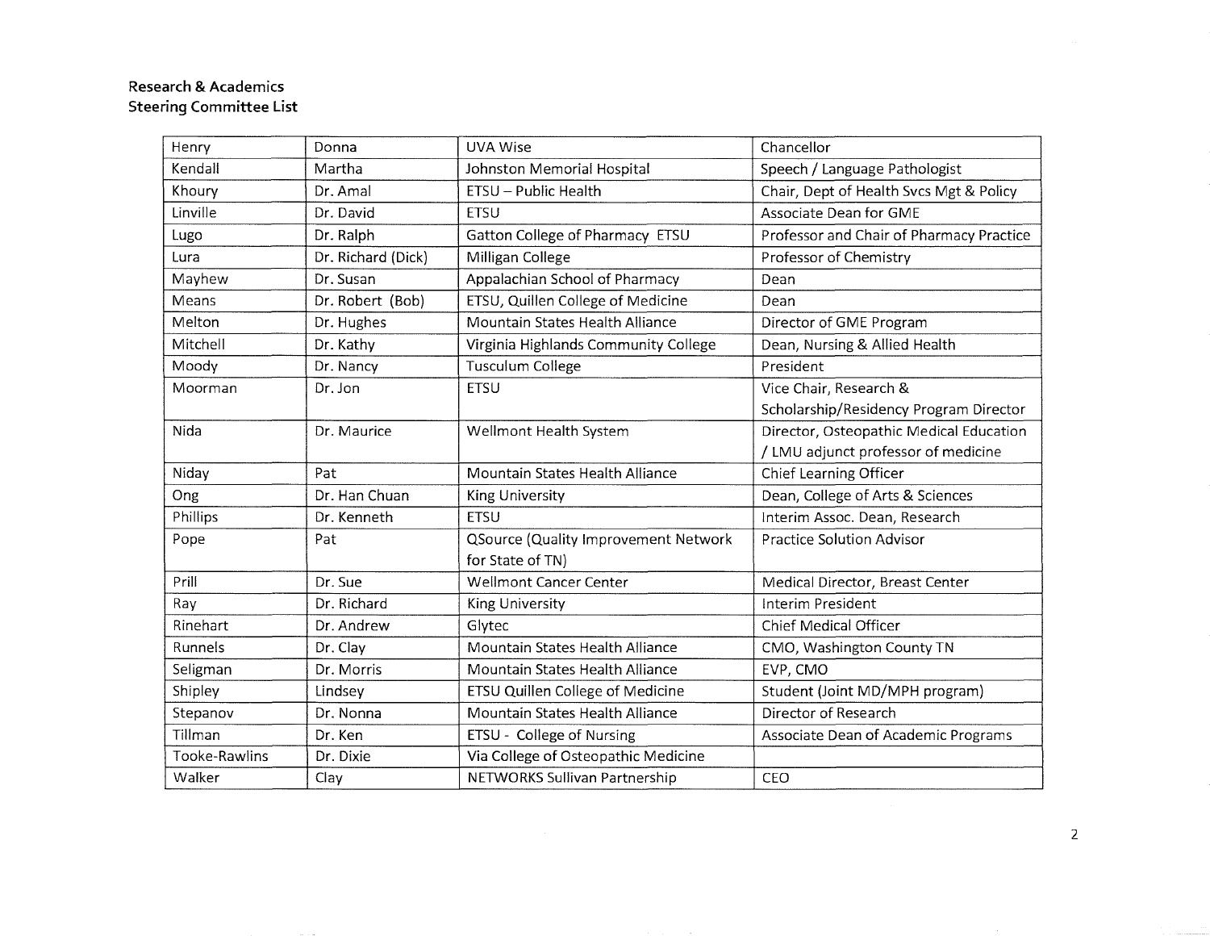**Research & Academics**
**Steering Committee List**

| | | | |
|---|---|---|---|
| Henry | Donna | UVA Wise | Chancellor |
| Kendall | Martha | Johnston Memorial Hospital | Speech / Language Pathologist |
| Khoury | Dr. Amal | ETSU – Public Health | Chair, Dept of Health Svcs Mgt & Policy |
| Linville | Dr. David | ETSU | Associate Dean for GME |
| Lugo | Dr. Ralph | Gatton College of Pharmacy ETSU | Professor and Chair of Pharmacy Practice |
| Lura | Dr. Richard (Dick) | Milligan College | Professor of Chemistry |
| Mayhew | Dr. Susan | Appalachian School of Pharmacy | Dean |
| Means | Dr. Robert (Bob) | ETSU, Quillen College of Medicine | Dean |
| Melton | Dr. Hughes | Mountain States Health Alliance | Director of GME Program |
| Mitchell | Dr. Kathy | Virginia Highlands Community College | Dean, Nursing & Allied Health |
| Moody | Dr. Nancy | Tusculum College | President |
| Moorman | Dr. Jon | ETSU | Vice Chair, Research & Scholarship/Residency Program Director |
| Nida | Dr. Maurice | Wellmont Health System | Director, Osteopathic Medical Education / LMU adjunct professor of medicine |
| Niday | Pat | Mountain States Health Alliance | Chief Learning Officer |
| Ong | Dr. Han Chuan | King University | Dean, College of Arts & Sciences |
| Phillips | Dr. Kenneth | ETSU | Interim Assoc. Dean, Research |
| Pope | Pat | QSource (Quality Improvement Network for State of TN) | Practice Solution Advisor |
| Prill | Dr. Sue | Wellmont Cancer Center | Medical Director, Breast Center |
| Ray | Dr. Richard | King University | Interim President |
| Rinehart | Dr. Andrew | Glytec | Chief Medical Officer |
| Runnels | Dr. Clay | Mountain States Health Alliance | CMO, Washington County TN |
| Seligman | Dr. Morris | Mountain States Health Alliance | EVP, CMO |
| Shipley | Lindsey | ETSU Quillen College of Medicine | Student (Joint MD/MPH program) |
| Stepanov | Dr. Nonna | Mountain States Health Alliance | Director of Research |
| Tillman | Dr. Ken | ETSU - College of Nursing | Associate Dean of Academic Programs |
| Tooke-Rawlins | Dr. Dixie | Via College of Osteopathic Medicine | |
| Walker | Clay | NETWORKS Sullivan Partnership | CEO |